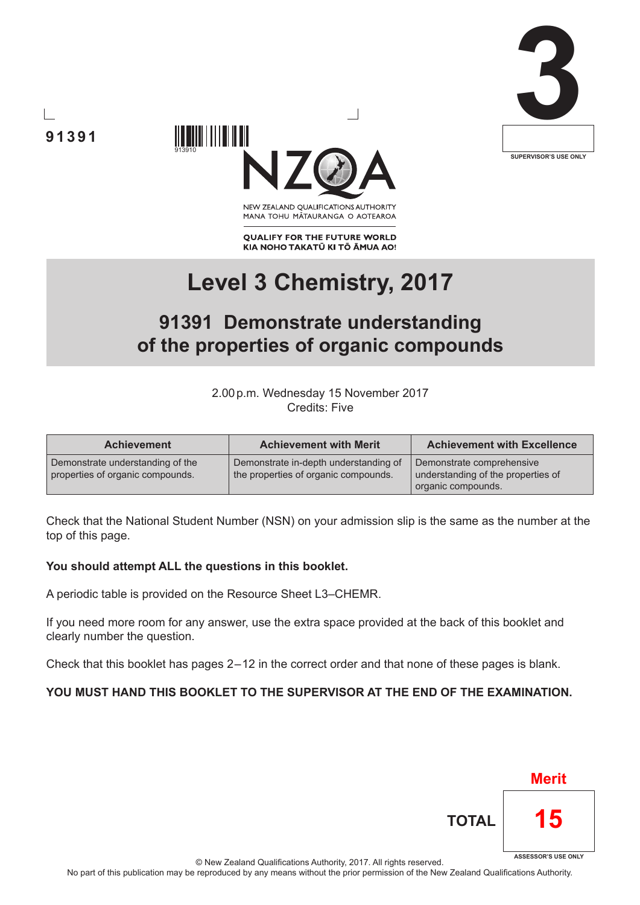91391

913910

NEW ZEALAND QUALIFICATIONS AUTHORITY
MANA TOHU MĀTAURANGA O AOTEAROA

**QUALIFY FOR THE FUTURE WORLD**
**KIA NOHO TAKATŪ KI TŌ ĀMUA AO!**

**3**

SUPERVISOR'S USE ONLY

# Level 3 Chemistry, 2017

## 91391 Demonstrate understanding of the properties of organic compounds

2.00 p.m. Wednesday 15 November 2017
Credits: Five

| Achievement | Achievement with Merit | Achievement with Excellence |
|---|---|---|
| Demonstrate understanding of the properties of organic compounds. | Demonstrate in-depth understanding of the properties of organic compounds. | Demonstrate comprehensive understanding of the properties of organic compounds. |

Check that the National Student Number (NSN) on your admission slip is the same as the number at the top of this page.

**You should attempt ALL the questions in this booklet.**

A periodic table is provided on the Resource Sheet L3–CHEMR.

If you need more room for any answer, use the extra space provided at the back of this booklet and clearly number the question.

Check that this booklet has pages 2–12 in the correct order and that none of these pages is blank.

**YOU MUST HAND THIS BOOKLET TO THE SUPERVISOR AT THE END OF THE EXAMINATION.**

Merit

**TOTAL** 15

ASSESSOR'S USE ONLY

© New Zealand Qualifications Authority, 2017. All rights reserved.
No part of this publication may be reproduced by any means without the prior permission of the New Zealand Qualifications Authority.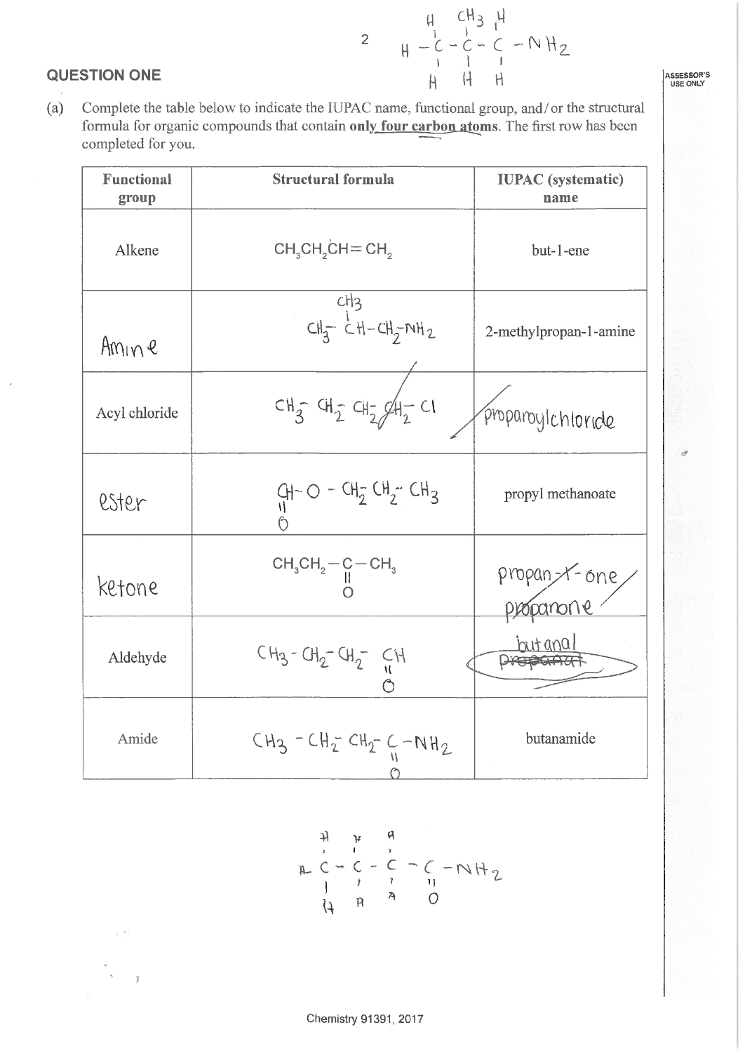2 
$$H-\overset{H}{\underset{H}{C}}-\overset{CH_3}{\underset{H}{C}}-\overset{H}{\underset{H}{C}}-NH_2$$

## QUESTION ONE

(a) Complete the table below to indicate the IUPAC name, functional group, and/or the structural formula for organic compounds that contain **only four carbon atoms**. The first row has been completed for you.

| Functional group | Structural formula | IUPAC (systematic) name |
|---|---|---|
| Alkene | $CH_3CH_2CH=CH_2$ | but-1-ene |
| Amine | $CH_3-\overset{CH_3}{CH}-CH_2-NH_2$ | 2-methylpropan-1-amine |
| Acyl chloride | $CH_3-CH_2-CH_2-CH_2-Cl$ | propanoylchloride |
| ester | $\underset{O}{\overset{\|\|}{CH}}-O-CH_2-CH_2-CH_3$ | propyl methanoate |
| ketone | $CH_3CH_2-\underset{O}{\overset{\|\|}{C}}-CH_3$ | ~~propan-1-one~~ propanone |
| Aldehyde | $CH_3-CH_2-CH_2-\underset{O}{\overset{\|\|}{CH}}$ | butanal ~~propanal~~ |
| Amide | $CH_3-CH_2-CH_2-\underset{O}{\overset{\|\|}{C}}-NH_2$ | butanamide |

$$H-\overset{H}{\underset{H}{C}}-\overset{H}{\underset{H}{C}}-\overset{H}{\underset{H}{C}}-\underset{O}{\overset{\|\|}{C}}-NH_2$$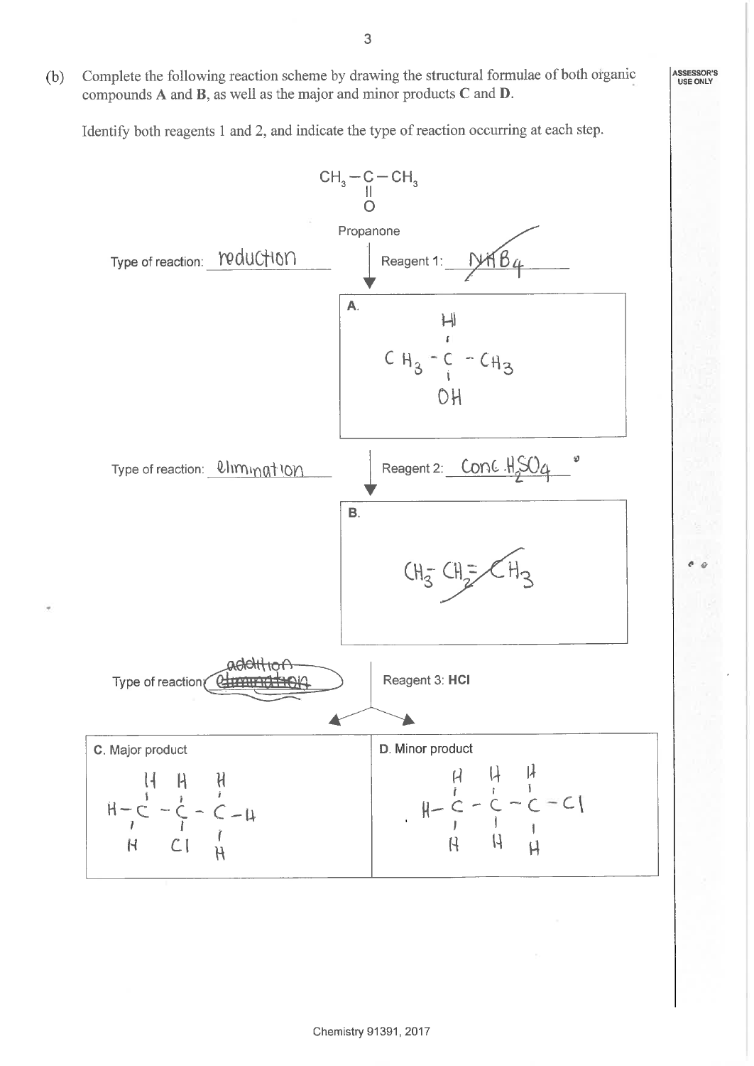(b) Complete the following reaction scheme by drawing the structural formulae of both organic compounds **A** and **B**, as well as the major and minor products **C** and **D**.

Identify both reagents 1 and 2, and indicate the type of reaction occurring at each step.

$CH_3-C(=O)-CH_3$

Propanone

Type of reaction: reduction

Reagent 1: ~~$NaBH_4$~~

**A.**

$CH_3-CH(OH)-CH_3$

Type of reaction: elimination

Reagent 2: Conc. $H_2SO_4$

**B.**

~~$CH_3-CH_2=CH_3$~~

Type of reaction: ~~elimination~~ addition

Reagent 3: **HCl**

| C. Major product | D. Minor product |
|---|---|
| $CH_3-CHCl-CH_3$ | $CH_3-CH_2-CH_2Cl$ |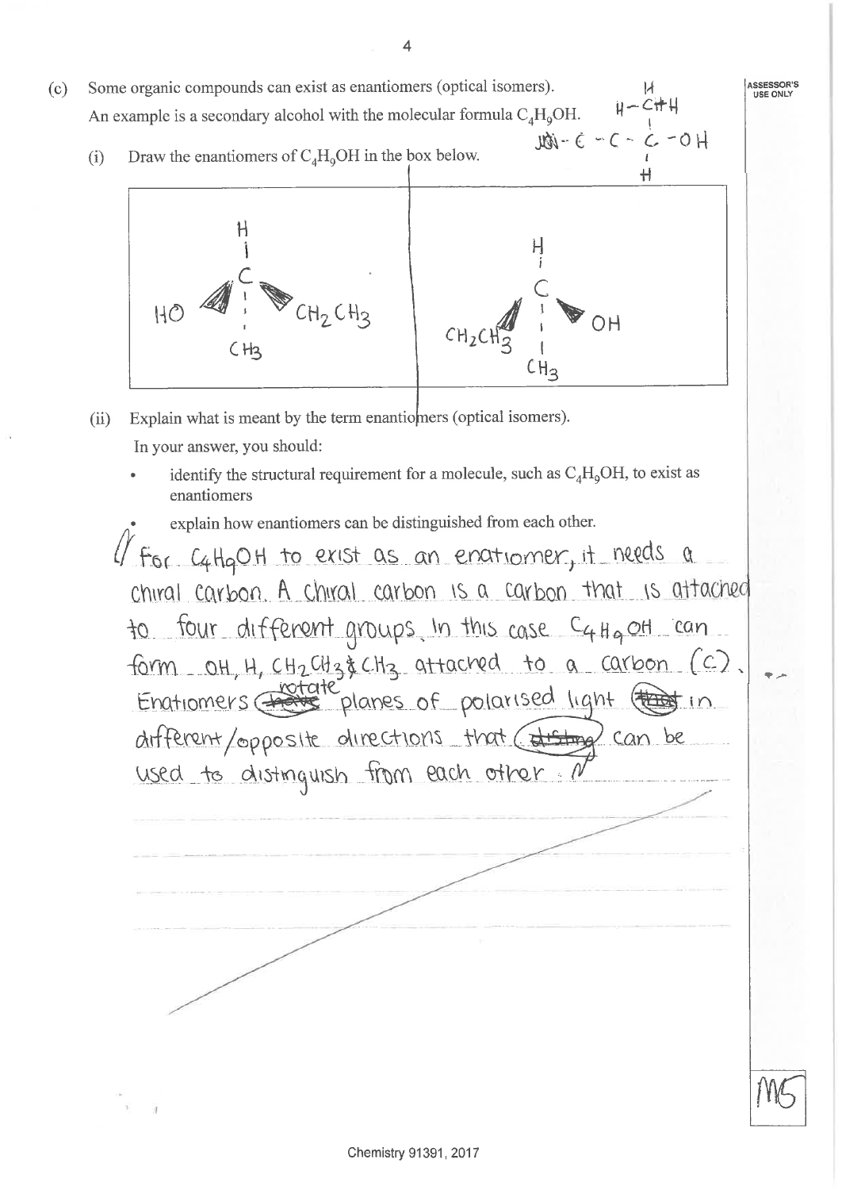(c) Some organic compounds can exist as enantiomers (optical isomers).
An example is a secondary alcohol with the molecular formula $C_4H_9OH$.

(i) Draw the enantiomers of $C_4H_9OH$ in the box below.

(ii) Explain what is meant by the term enantiomers (optical isomers).

In your answer, you should:

- identify the structural requirement for a molecule, such as $C_4H_9OH$, to exist as enantiomers
- explain how enantiomers can be distinguished from each other.

For $C_4H_9OH$ to exist as an enatiomer, it needs a chiral carbon. A chiral carbon is a carbon that is attached to four different groups. In this case $C_4H_9OH$ can form OH, H, $CH_2CH_3$ & $CH_3$ attached to a carbon (C). Enatiomers rotate planes of polarised light in different/opposite directions that can be used to distinguish from each other.

ASSESSOR'S USE ONLY

M5

Chemistry 91391, 2017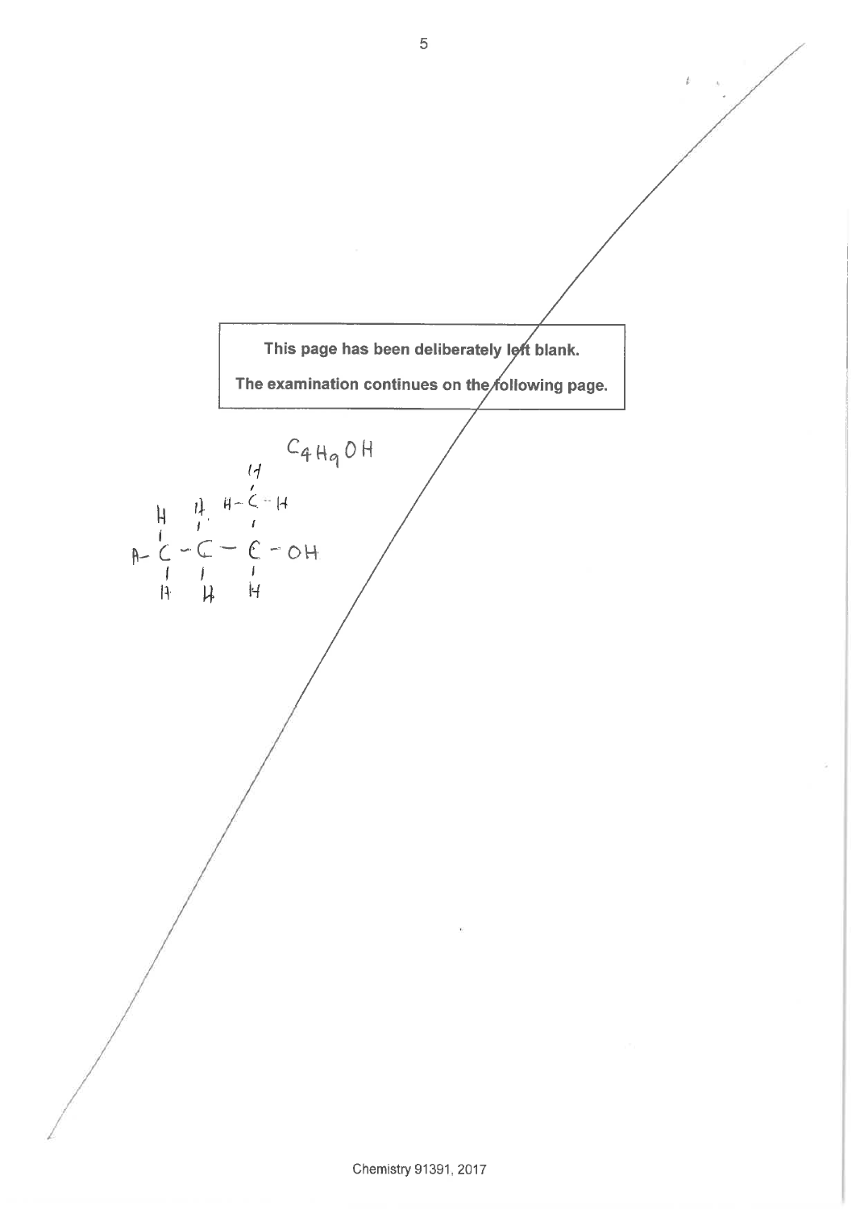This page has been deliberately left blank.

The examination continues on the following page.

$C_4H_9OH$

```
            H
            |
   H   H  H-C-H
   |   |    |
H- C - C  - C - OH
   |   |    |
   H   H    H
```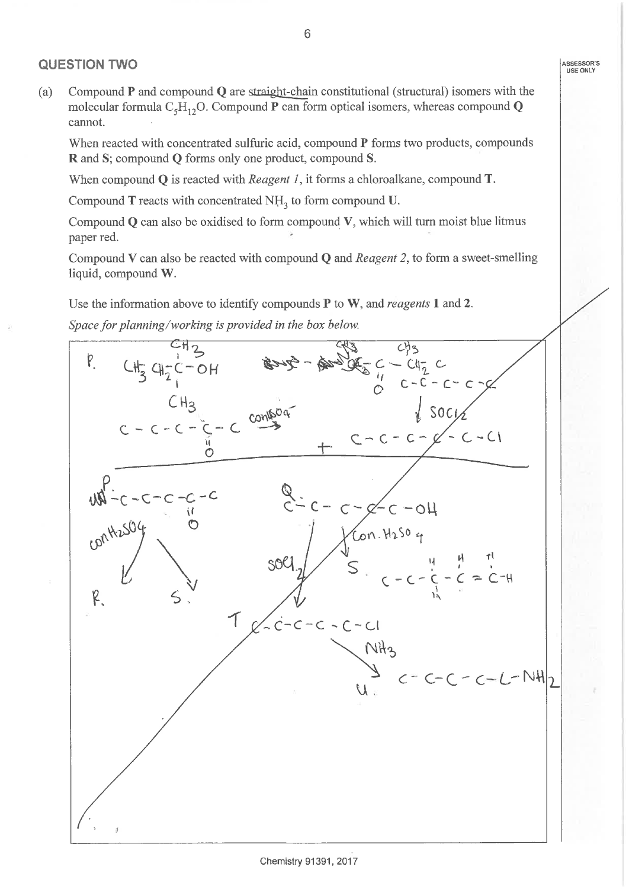## QUESTION TWO

(a) Compound **P** and compound **Q** are straight-chain constitutional (structural) isomers with the molecular formula $C_5H_{12}O$. Compound **P** can form optical isomers, whereas compound **Q** cannot.

When reacted with concentrated sulfuric acid, compound **P** forms two products, compounds **R** and **S**; compound **Q** forms only one product, compound **S**.

When compound **Q** is reacted with *Reagent 1*, it forms a chloroalkane, compound **T**.

Compound **T** reacts with concentrated $NH_3$ to form compound **U**.

Compound **Q** can also be oxidised to form compound **V**, which will turn moist blue litmus paper red.

Compound **V** can also be reacted with compound **Q** and *Reagent 2*, to form a sweet-smelling liquid, compound **W**.

Use the information above to identify compounds **P** to **W**, and *reagents* **1** and **2**.

*Space for planning/working is provided in the box below.*

P. $CH_3CH_2C(CH_3)(CH_3)-OH$

C – C – C – C(=O) – C $\xrightarrow{\text{con } H_2SO_4}$

C – C – C – C – C, $\downarrow SOCl_2$, C – C – C – C – C – Cl

P: C – C – C – C(=O) – C

con $H_2SO_4$ → R. and S.

Q: C – C – C – C – C – OH

Con. $H_2SO_4$ → S. C – C – CH – CH = CH – H

$SOCl_2$ → T C – C – C – C – C – Cl

$NH_3$ → U. C – C – C – C – C – $NH_2$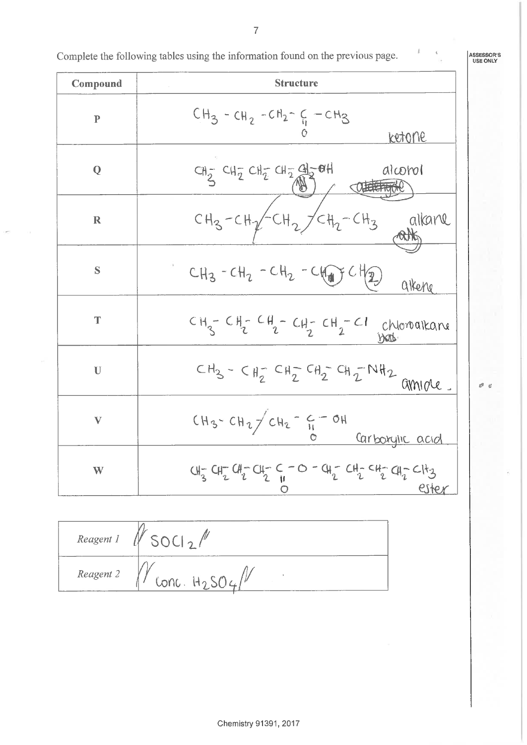Complete the following tables using the information found on the previous page.

| Compound | Structure |
|---|---|
| P | $CH_3 - CH_2 - CH_2 - \underset{\underset{O}{\parallel}}{C} - CH_3$ ketone |
| Q | $CH_3 - CH_2 - CH_2 - CH_2 - CH_2 - OH$ alcohol ~~aldehyde~~ |
| R | $CH_3 - CH_2 - CH_2 - CH_2 - CH_3$ alkane |
| S | $CH_3 - CH_2 - CH_2 - CH = CH_2$ alkene |
| T | $CH_3 - CH_2 - CH_2 - CH_2 - CH_2 - Cl$ chloroalkane |
| U | $CH_3 - CH_2 - CH_2 - CH_2 - CH_2 - NH_2$ amide. |
| V | $CH_3 - CH_2 - CH_2 - \underset{\underset{O}{\parallel}}{C} - OH$ Carboxylic acid |
| W | $CH_3 - CH_2 - CH_2 - CH_2 - \underset{\underset{O}{\parallel}}{C} - O - CH_2 - CH_2 - CH_2 - CH_2 - CH_3$ ester |

| | |
|---|---|
| *Reagent 1* | $SOCl_2$ |
| *Reagent 2* | Conc. $H_2SO_4$ |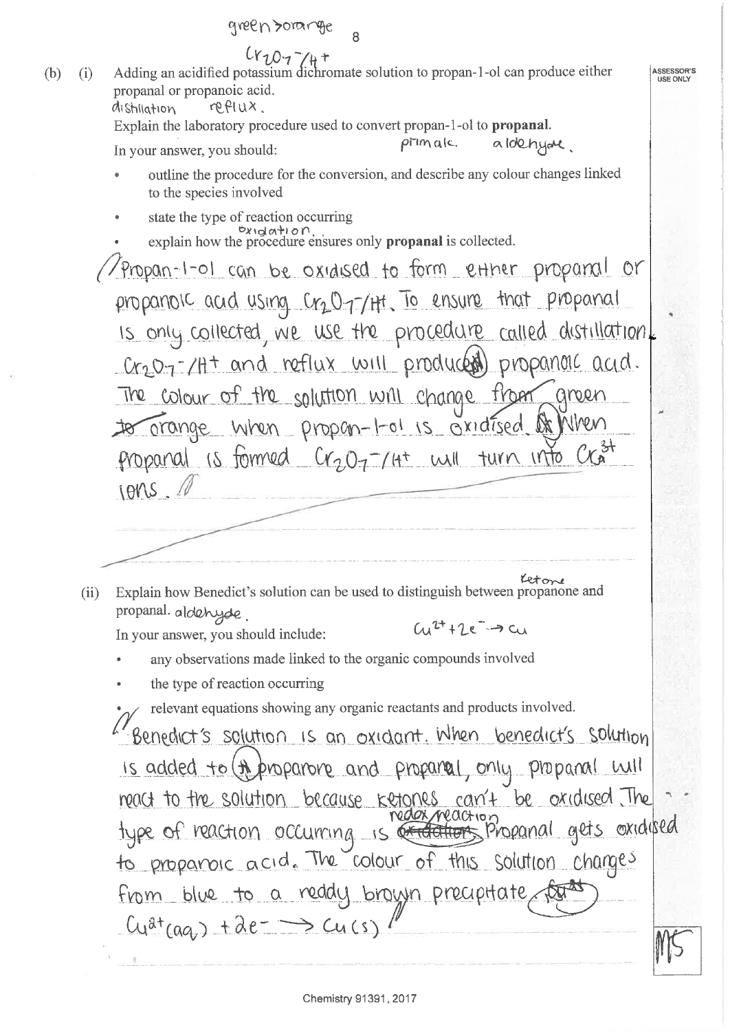green > orange

$Cr_2O_7^-/H^+$

(b) (i) Adding an acidified potassium dichromate solution to propan-1-ol can produce either propanal or propanoic acid.

distillation reflux.

Explain the laboratory procedure used to convert propan-1-ol to **propanal**.

In your answer, you should: prim alc. aldehyde.

- outline the procedure for the conversion, and describe any colour changes linked to the species involved
- state the type of reaction occurring oxidation.
- explain how the procedure ensures only **propanal** is collected.

Propan-1-ol can be oxidised to form either propanal or propanoic acid using $Cr_2O_7^-/H^+$. To ensure that propanal is only collected, we use the procedure called distillation. $Cr_2O_7^-/H^+$ and reflux will produce propanoic acid. The colour of the solution will change from green to orange when propan-1-ol is oxidised. When propanal is formed $Cr_2O_7^-/H^+$ will turn into $Cr^{3+}$ ions.

(ii) Explain how Benedict's solution can be used to distinguish between propanone and propanal. ketone aldehyde.

In your answer, you should include: $Cu^{2+} + 2e^- \rightarrow Cu$

- any observations made linked to the organic compounds involved
- the type of reaction occurring
- relevant equations showing any organic reactants and products involved.

Benedict's solution is an oxidant. When benedict's solution is added to propanone and propanal, only propanal will react to the solution because ketones can't be oxidised. The type of reaction occurring is ~~oxidation~~ redox reaction. Propanal gets oxidised to propanoic acid. The colour of this solution changes from blue to a reddy brown precipitate. $Cu^{2+}(aq) + 2e^- \rightarrow Cu(s)$

M5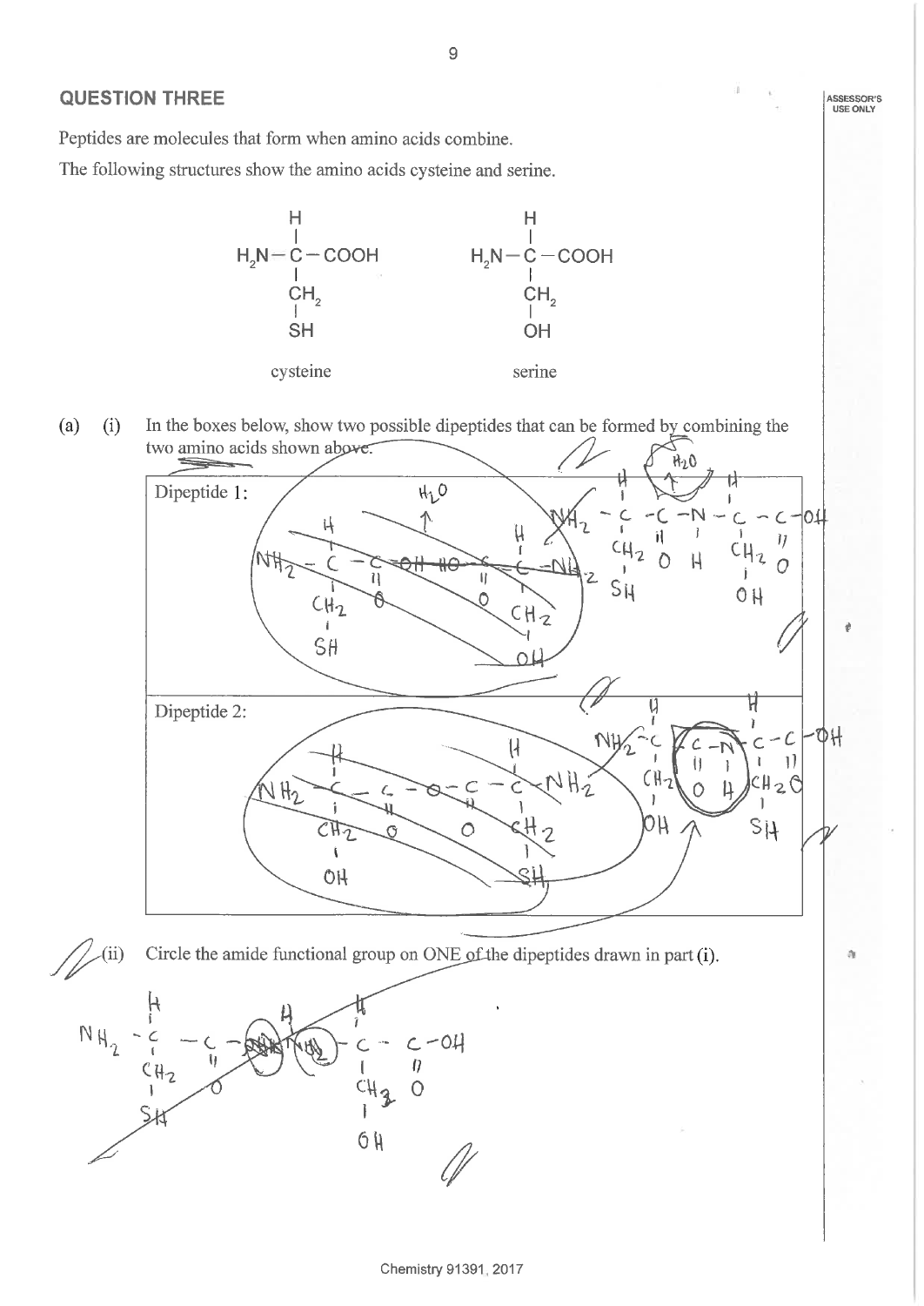## QUESTION THREE

ASSESSOR'S USE ONLY

Peptides are molecules that form when amino acids combine.

The following structures show the amino acids cysteine and serine.

$$\begin{array}{c} H \\ | \\ H_2N-C-COOH \\ | \\ CH_2 \\ | \\ SH \end{array} \qquad\qquad \begin{array}{c} H \\ | \\ H_2N-C-COOH \\ | \\ CH_2 \\ | \\ OH \end{array}$$

cysteine &nbsp;&nbsp;&nbsp;&nbsp;&nbsp;&nbsp;&nbsp;&nbsp;&nbsp;&nbsp; serine

(a) (i) In the boxes below, show two possible dipeptides that can be formed by combining the two amino acids shown above.

Dipeptide 1:

Dipeptide 2:

(ii) Circle the amide functional group on ONE of the dipeptides drawn in part (i).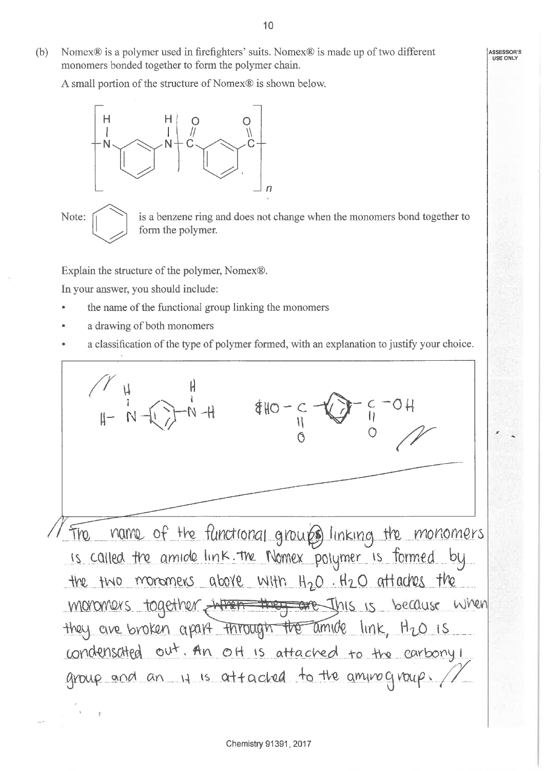(b) Nomex® is a polymer used in firefighters' suits. Nomex® is made up of two different monomers bonded together to form the polymer chain.

ASSESSOR'S USE ONLY

A small portion of the structure of Nomex® is shown below.

$$\left[ -N(H)-C_6H_4-N(H)-C(=O)-C_6H_4-C(=O)- \right]_n$$

Note: (benzene ring symbol) is a benzene ring and does not change when the monomers bond together to form the polymer.

Explain the structure of the polymer, Nomex®.

In your answer, you should include:

- the name of the functional group linking the monomers
- a drawing of both monomers
- a classification of the type of polymer formed, with an explanation to justify your choice.

$$H-N(H)-C_6H_4-N(H)-H \qquad HO-C(=O)-C_6H_4-C(=O)-OH$$

The name of the functional group(s) linking the monomers is called the amide link. The Nomex polymer is formed by the two monomers above with $H_2O$. $H_2O$ attaches the monomers together ~~when they are~~ This is because when they are broken apart ~~through the~~ amide link, $H_2O$ is condensated out. An OH is attached to the carbonyl group and an H is attached to the amino group.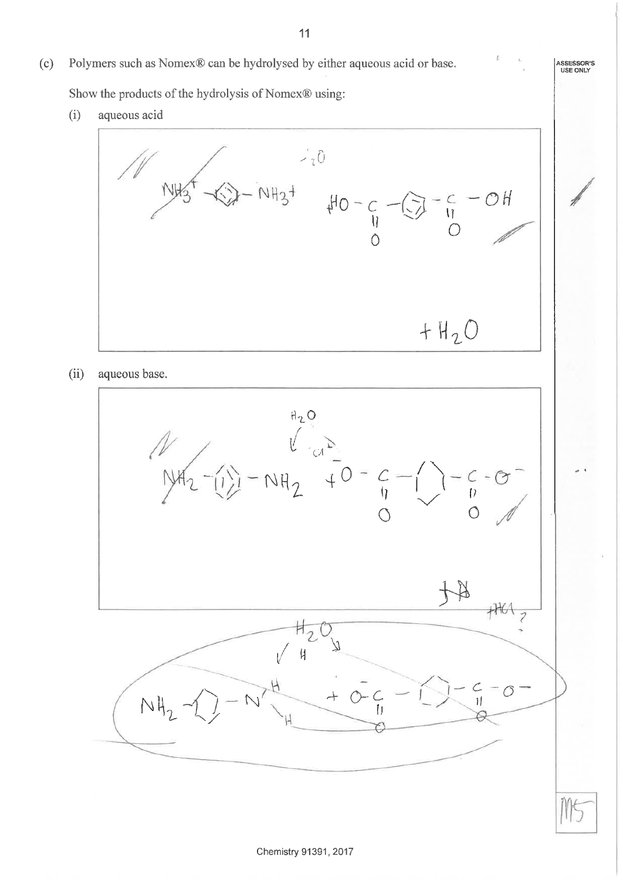(c) Polymers such as Nomex® can be hydrolysed by either aqueous acid or base.

Show the products of the hydrolysis of Nomex® using:

(i) aqueous acid

$$NH_3^+ - C_6H_4 - NH_3^+ \qquad HO - \underset{\underset{O}{\|}}{C} - C_6H_4 - \underset{\underset{O}{\|}}{C} - OH$$

$+ H_2O$

(ii) aqueous base.

$$NH_2 - C_6H_4 - NH_2 \quad + \ ^-O - \underset{\underset{O}{\|}}{C} - C_6H_4 - \underset{\underset{O}{\|}}{C} - O^-$$

$+HCl$ ?

$$NH_2 - C_6H_4 - N\begin{matrix}H\\H\end{matrix} \quad + \ ^-O - \underset{\underset{O}{\|}}{C} - C_6H_4 - \underset{\underset{O}{\|}}{C} - O^-$$

ASSESSOR'S USE ONLY

M5

Chemistry 91391, 2017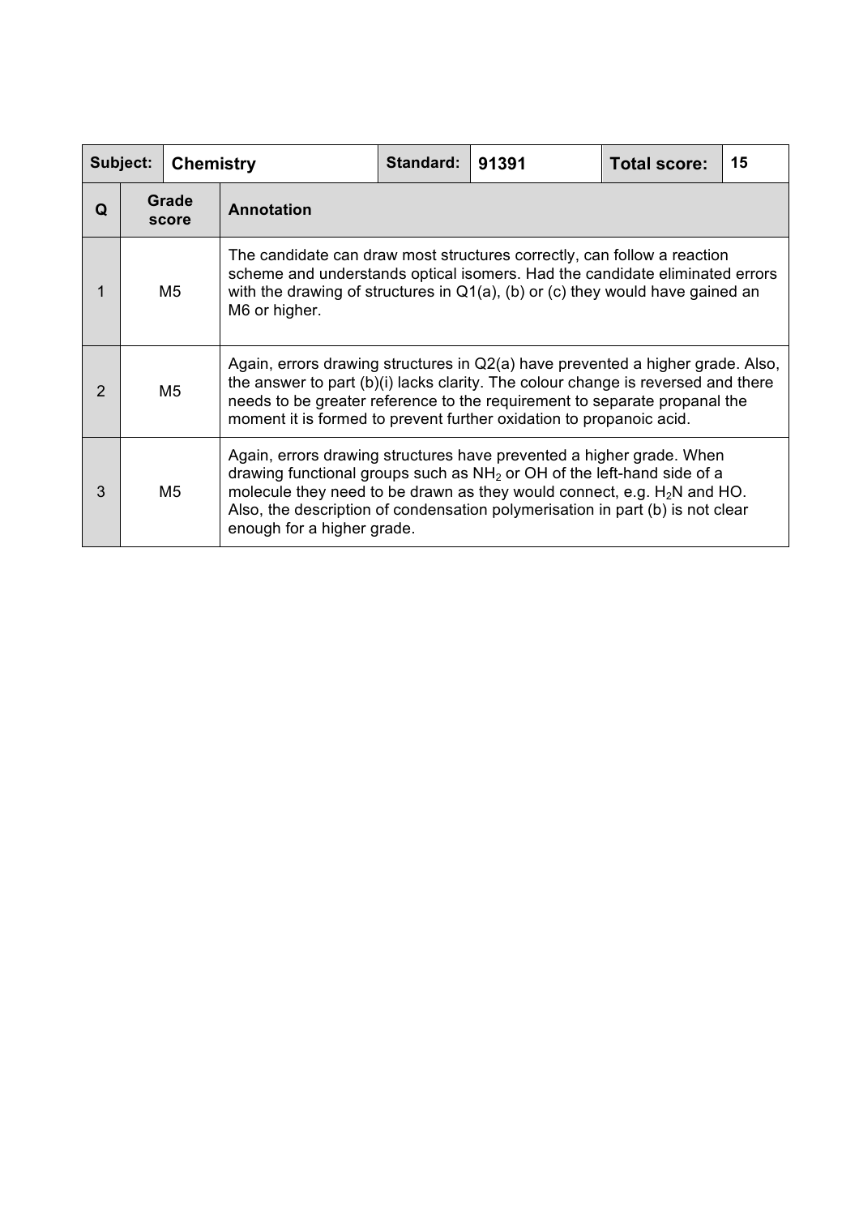| Subject: | Chemistry | Standard: | 91391 | Total score: | 15 |
|---|---|---|---|---|---|
| **Q** | **Grade score** | **Annotation** | | | |
| 1 | M5 | The candidate can draw most structures correctly, can follow a reaction scheme and understands optical isomers. Had the candidate eliminated errors with the drawing of structures in Q1(a), (b) or (c) they would have gained an M6 or higher. | | | |
| 2 | M5 | Again, errors drawing structures in Q2(a) have prevented a higher grade. Also, the answer to part (b)(i) lacks clarity. The colour change is reversed and there needs to be greater reference to the requirement to separate propanal the moment it is formed to prevent further oxidation to propanoic acid. | | | |
| 3 | M5 | Again, errors drawing structures have prevented a higher grade. When drawing functional groups such as $NH_2$ or OH of the left-hand side of a molecule they need to be drawn as they would connect, e.g. $H_2N$ and HO. Also, the description of condensation polymerisation in part (b) is not clear enough for a higher grade. | | | |